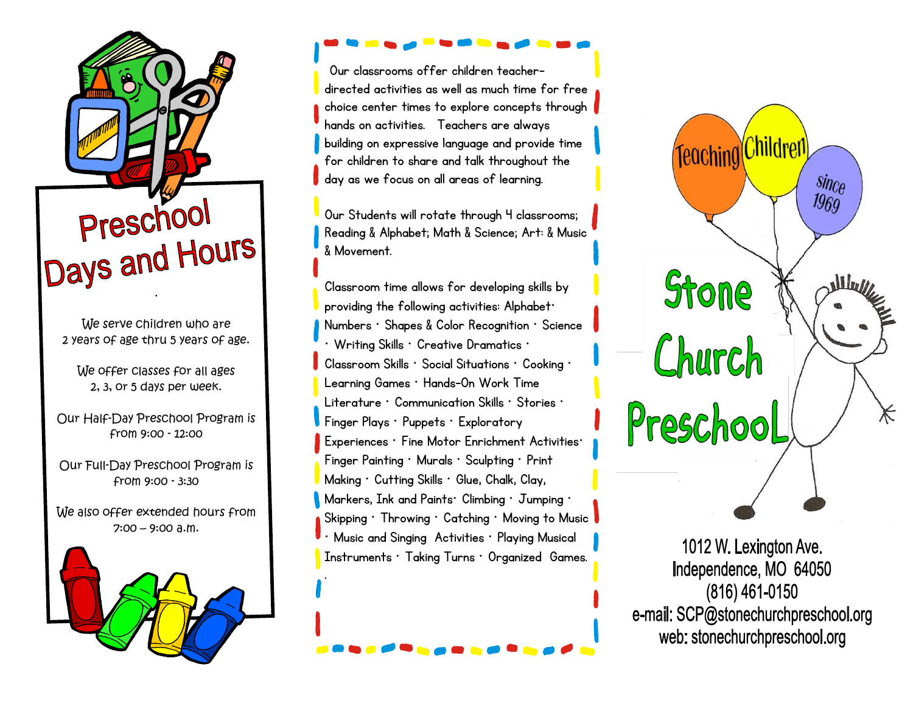# Preschool Days and Hours

We serve children who are 2 years of age thru 5 years of age.

We offer classes for all ages 2, 3, or 5 days per week.

Our Half-Day Preschool Program is from 9:00 - 12:00

Our Full-Day Preschool Program is from 9:00 - 3:30

We also offer extended hours from 7:00 – 9:00 a.m.

Our classrooms offer children teacher-directed activities as well as much time for free choice center times to explore concepts through hands on activities. Teachers are always building on expressive language and provide time for children to share and talk throughout the day as we focus on all areas of learning.

Our Students will rotate through 4 classrooms; Reading & Alphabet; Math & Science; Art: & Music & Movement.

Classroom time allows for developing skills by providing the following activities: Alphabet · Numbers · Shapes & Color Recognition · Science · Writing Skills · Creative Dramatics · Classroom Skills · Social Situations · Cooking · Learning Games · Hands-On Work Time Literature · Communication Skills · Stories · Finger Plays · Puppets · Exploratory Experiences · Fine Motor Enrichment Activities · Finger Painting · Murals · Sculpting · Print Making · Cutting Skills · Glue, Chalk, Clay, Markers, Ink and Paints · Climbing · Jumping · Skipping · Throwing · Catching · Moving to Music · Music and Singing Activities · Playing Musical Instruments · Taking Turns · Organized Games.

Teaching Children since 1969

# Stone Church Preschool

1012 W. Lexington Ave.
Independence, MO 64050
(816) 461-0150
e-mail: SCP@stonechurchpreschool.org
web: stonechurchpreschool.org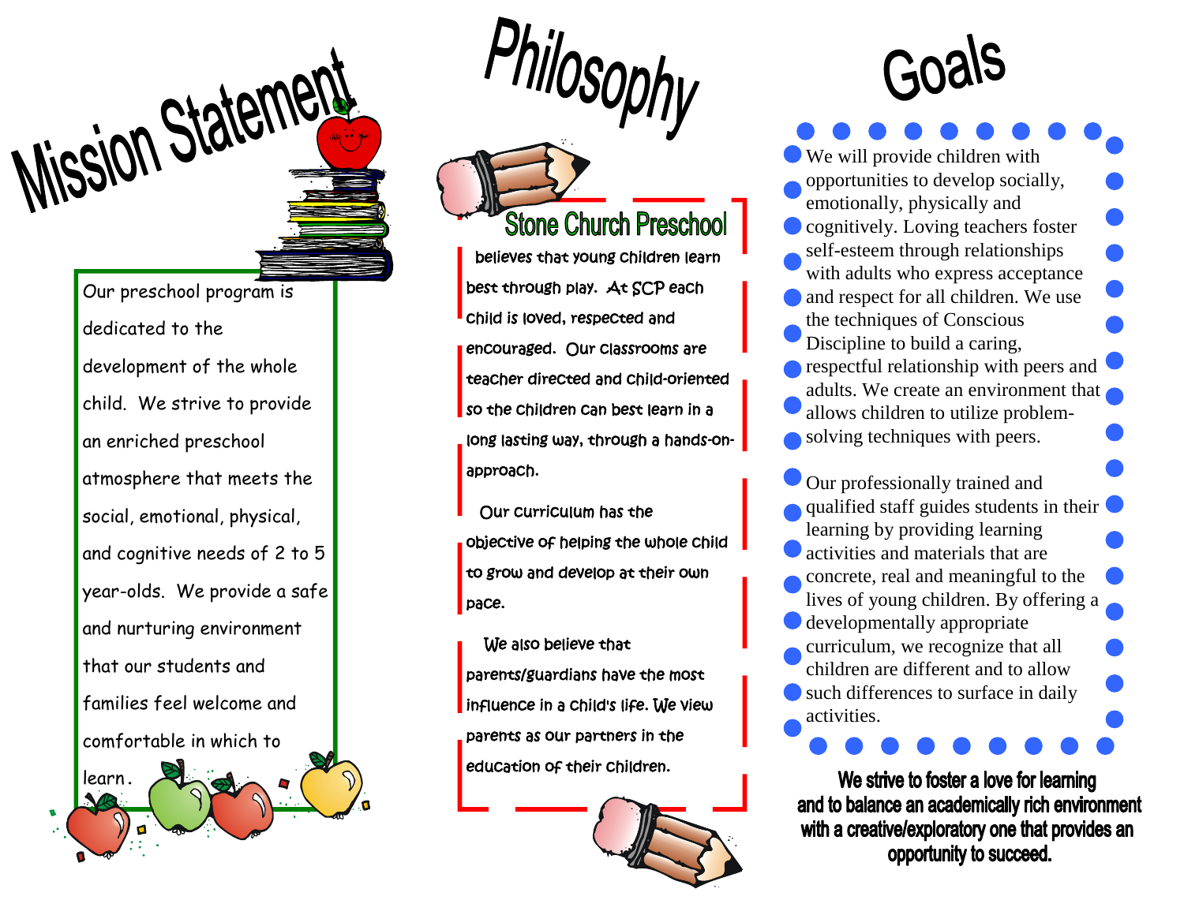# Mission Statement

Our preschool program is dedicated to the development of the whole child. We strive to provide an enriched preschool atmosphere that meets the social, emotional, physical, and cognitive needs of 2 to 5 year-olds. We provide a safe and nurturing environment that our students and families feel welcome and comfortable in which to learn.

# Philosophy

**Stone Church Preschool** believes that young children learn best through play. At SCP each child is loved, respected and encouraged. Our classrooms are teacher directed and child-oriented so the children can best learn in a long lasting way, through a hands-on-approach.

Our curriculum has the objective of helping the whole child to grow and develop at their own pace.

We also believe that parents/guardians have the most influence in a child's life. We view parents as our partners in the education of their children.

# Goals

We will provide children with opportunities to develop socially, emotionally, physically and cognitively. Loving teachers foster self-esteem through relationships with adults who express acceptance and respect for all children. We use the techniques of Conscious Discipline to build a caring, respectful relationship with peers and adults. We create an environment that allows children to utilize problem-solving techniques with peers.

Our professionally trained and qualified staff guides students in their learning by providing learning activities and materials that are concrete, real and meaningful to the lives of young children. By offering a developmentally appropriate curriculum, we recognize that all children are different and to allow such differences to surface in daily activities.

**We strive to foster a love for learning and to balance an academically rich environment with a creative/exploratory one that provides an opportunity to succeed.**